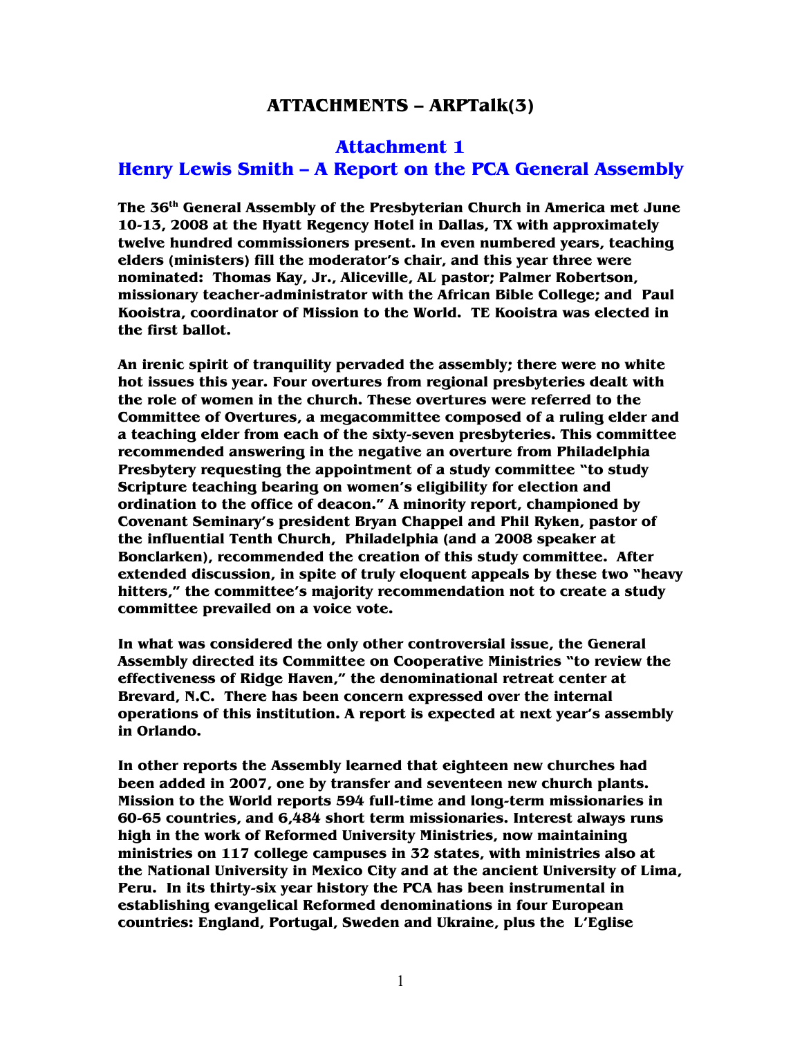# ATTACHMENTS – ARPTalk(3)

## Attachment 1

## Henry Lewis Smith – A Report on the PCA General Assembly

**The 36th General Assembly of the Presbyterian Church in America met June 10-13, 2008 at the Hyatt Regency Hotel in Dallas, TX with approximately twelve hundred commissioners present. In even numbered years, teaching elders (ministers) fill the moderator's chair, and this year three were nominated: Thomas Kay, Jr., Aliceville, AL pastor; Palmer Robertson, missionary teacher-administrator with the African Bible College; and Paul Kooistra, coordinator of Mission to the World. TE Kooistra was elected in the first ballot.**

**An irenic spirit of tranquility pervaded the assembly; there were no white hot issues this year. Four overtures from regional presbyteries dealt with the role of women in the church. These overtures were referred to the Committee of Overtures, a megacommittee composed of a ruling elder and a teaching elder from each of the sixty-seven presbyteries. This committee recommended answering in the negative an overture from Philadelphia Presbytery requesting the appointment of a study committee "to study Scripture teaching bearing on women's eligibility for election and ordination to the office of deacon." A minority report, championed by Covenant Seminary's president Bryan Chappel and Phil Ryken, pastor of the influential Tenth Church, Philadelphia (and a 2008 speaker at Bonclarken), recommended the creation of this study committee. After extended discussion, in spite of truly eloquent appeals by these two "heavy hitters," the committee's majority recommendation not to create a study committee prevailed on a voice vote.**

**In what was considered the only other controversial issue, the General Assembly directed its Committee on Cooperative Ministries "to review the effectiveness of Ridge Haven," the denominational retreat center at Brevard, N.C. There has been concern expressed over the internal operations of this institution. A report is expected at next year's assembly in Orlando.**

**In other reports the Assembly learned that eighteen new churches had been added in 2007, one by transfer and seventeen new church plants. Mission to the World reports 594 full-time and long-term missionaries in 60-65 countries, and 6,484 short term missionaries. Interest always runs high in the work of Reformed University Ministries, now maintaining ministries on 117 college campuses in 32 states, with ministries also at the National University in Mexico City and at the ancient University of Lima, Peru. In its thirty-six year history the PCA has been instrumental in establishing evangelical Reformed denominations in four European countries: England, Portugal, Sweden and Ukraine, plus the L'Eglise**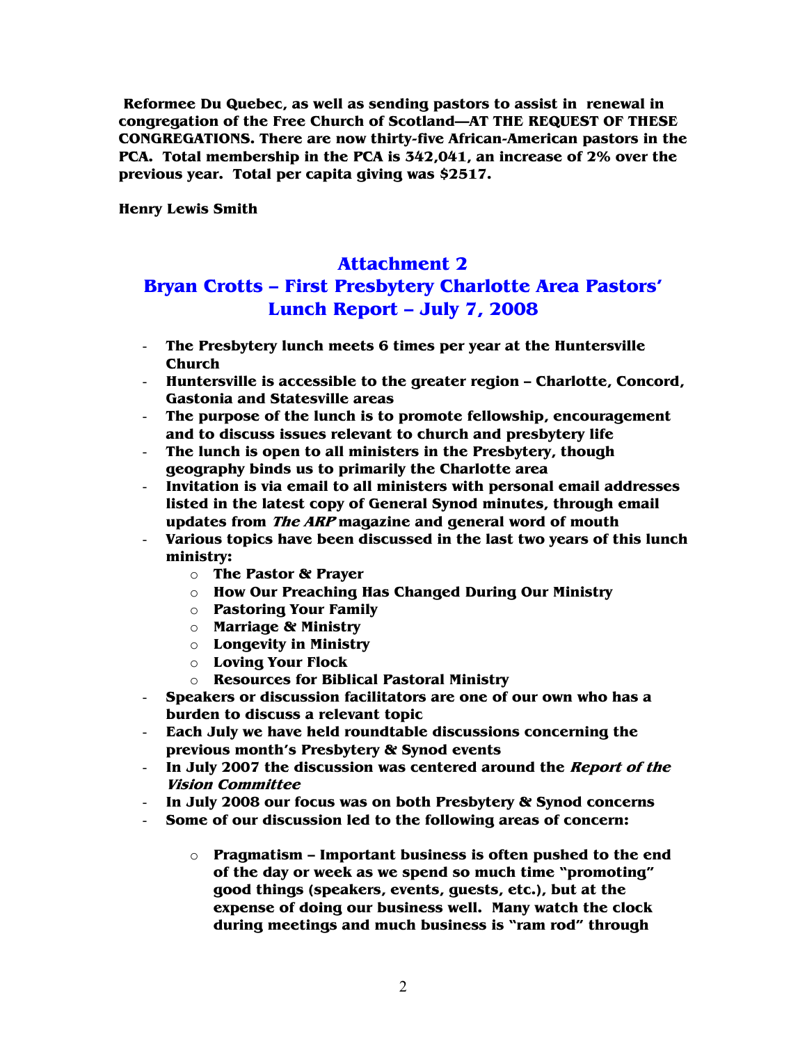**Reformee Du Quebec, as well as sending pastors to assist in renewal in congregation of the Free Church of Scotland—AT THE REQUEST OF THESE CONGREGATIONS. There are now thirty-five African-American pastors in the PCA. Total membership in the PCA is 342,041, an increase of 2% over the previous year. Total per capita giving was $2517.**

**Henry Lewis Smith**

## Attachment 2

## Bryan Crotts – First Presbytery Charlotte Area Pastors' Lunch Report – July 7, 2008

- **The Presbytery lunch meets 6 times per year at the Huntersville Church**
- **Huntersville is accessible to the greater region – Charlotte, Concord, Gastonia and Statesville areas**
- **The purpose of the lunch is to promote fellowship, encouragement and to discuss issues relevant to church and presbytery life**
- **The lunch is open to all ministers in the Presbytery, though geography binds us to primarily the Charlotte area**
- **Invitation is via email to all ministers with personal email addresses listed in the latest copy of General Synod minutes, through email updates from *The ARP* magazine and general word of mouth**
- **Various topics have been discussed in the last two years of this lunch ministry:**
  - **The Pastor & Prayer**
  - **How Our Preaching Has Changed During Our Ministry**
  - **Pastoring Your Family**
  - **Marriage & Ministry**
  - **Longevity in Ministry**
  - **Loving Your Flock**
  - **Resources for Biblical Pastoral Ministry**
- **Speakers or discussion facilitators are one of our own who has a burden to discuss a relevant topic**
- **Each July we have held roundtable discussions concerning the previous month's Presbytery & Synod events**
- **In July 2007 the discussion was centered around the *Report of the Vision Committee***
- **In July 2008 our focus was on both Presbytery & Synod concerns**
- **Some of our discussion led to the following areas of concern:**
  - **Pragmatism – Important business is often pushed to the end of the day or week as we spend so much time "promoting" good things (speakers, events, guests, etc.), but at the expense of doing our business well. Many watch the clock during meetings and much business is "ram rod" through**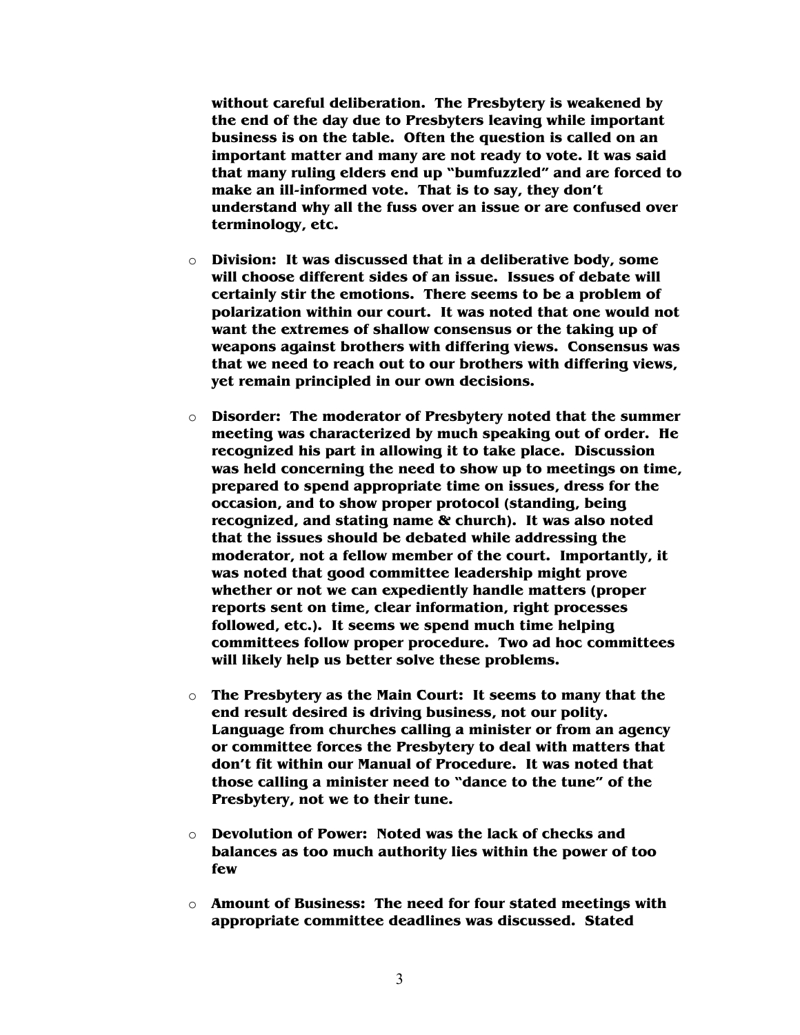**without careful deliberation. The Presbytery is weakened by the end of the day due to Presbyters leaving while important business is on the table. Often the question is called on an important matter and many are not ready to vote. It was said that many ruling elders end up "bumfuzzled" and are forced to make an ill-informed vote. That is to say, they don't understand why all the fuss over an issue or are confused over terminology, etc.**

- **Division: It was discussed that in a deliberative body, some will choose different sides of an issue. Issues of debate will certainly stir the emotions. There seems to be a problem of polarization within our court. It was noted that one would not want the extremes of shallow consensus or the taking up of weapons against brothers with differing views. Consensus was that we need to reach out to our brothers with differing views, yet remain principled in our own decisions.**

- **Disorder: The moderator of Presbytery noted that the summer meeting was characterized by much speaking out of order. He recognized his part in allowing it to take place. Discussion was held concerning the need to show up to meetings on time, prepared to spend appropriate time on issues, dress for the occasion, and to show proper protocol (standing, being recognized, and stating name & church). It was also noted that the issues should be debated while addressing the moderator, not a fellow member of the court. Importantly, it was noted that good committee leadership might prove whether or not we can expediently handle matters (proper reports sent on time, clear information, right processes followed, etc.). It seems we spend much time helping committees follow proper procedure. Two ad hoc committees will likely help us better solve these problems.**

- **The Presbytery as the Main Court: It seems to many that the end result desired is driving business, not our polity. Language from churches calling a minister or from an agency or committee forces the Presbytery to deal with matters that don't fit within our Manual of Procedure. It was noted that those calling a minister need to "dance to the tune" of the Presbytery, not we to their tune.**

- **Devolution of Power: Noted was the lack of checks and balances as too much authority lies within the power of too few**

- **Amount of Business: The need for four stated meetings with appropriate committee deadlines was discussed. Stated**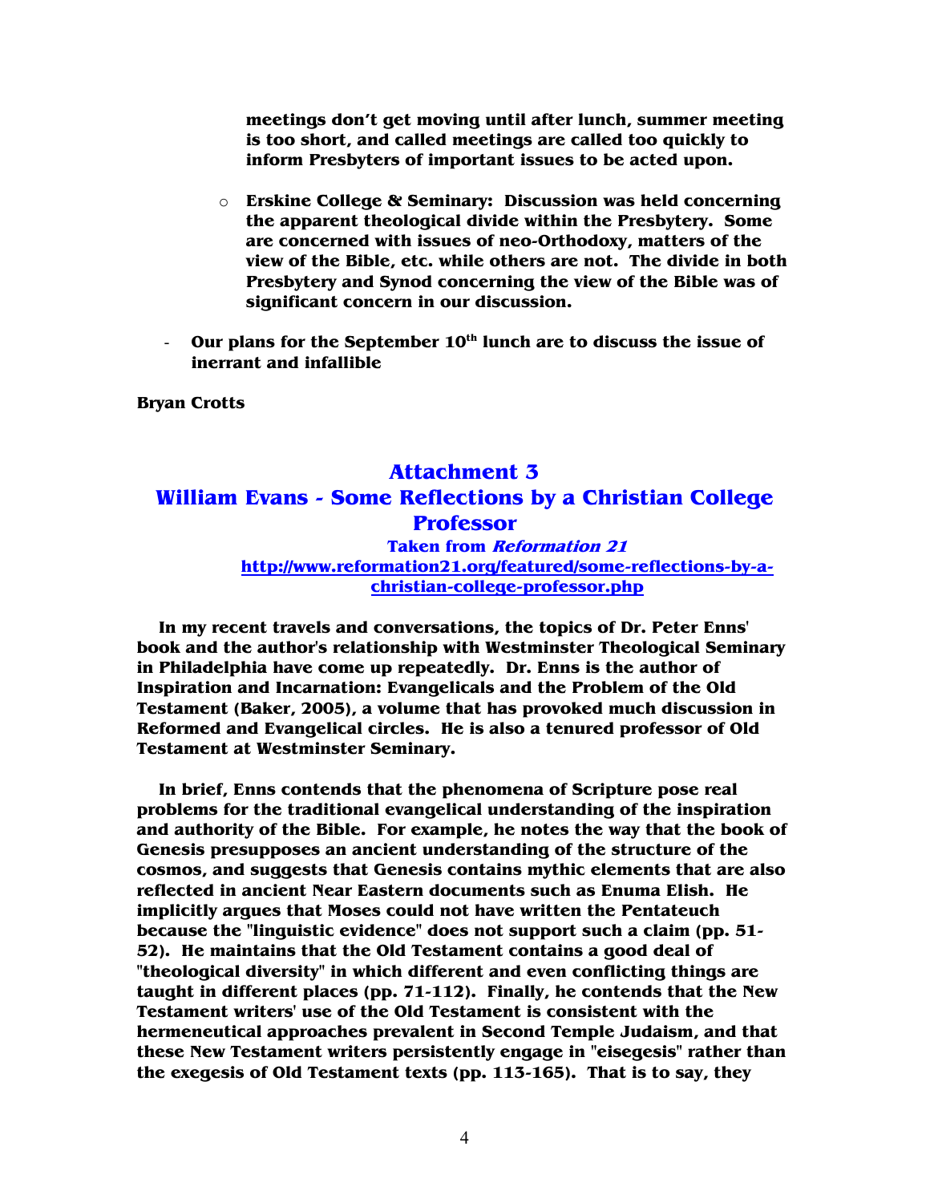**meetings don't get moving until after lunch, summer meeting is too short, and called meetings are called too quickly to inform Presbyters of important issues to be acted upon.**

- **Erskine College & Seminary: Discussion was held concerning the apparent theological divide within the Presbytery. Some are concerned with issues of neo-Orthodoxy, matters of the view of the Bible, etc. while others are not. The divide in both Presbytery and Synod concerning the view of the Bible was of significant concern in our discussion.**

- **Our plans for the September 10th lunch are to discuss the issue of inerrant and infallible**

**Bryan Crotts**

## Attachment 3
## William Evans - Some Reflections by a Christian College Professor

**Taken from *Reformation 21***
**http://www.reformation21.org/featured/some-reflections-by-a-christian-college-professor.php**

**In my recent travels and conversations, the topics of Dr. Peter Enns' book and the author's relationship with Westminster Theological Seminary in Philadelphia have come up repeatedly. Dr. Enns is the author of Inspiration and Incarnation: Evangelicals and the Problem of the Old Testament (Baker, 2005), a volume that has provoked much discussion in Reformed and Evangelical circles. He is also a tenured professor of Old Testament at Westminster Seminary.**

**In brief, Enns contends that the phenomena of Scripture pose real problems for the traditional evangelical understanding of the inspiration and authority of the Bible. For example, he notes the way that the book of Genesis presupposes an ancient understanding of the structure of the cosmos, and suggests that Genesis contains mythic elements that are also reflected in ancient Near Eastern documents such as Enuma Elish. He implicitly argues that Moses could not have written the Pentateuch because the "linguistic evidence" does not support such a claim (pp. 51-52). He maintains that the Old Testament contains a good deal of "theological diversity" in which different and even conflicting things are taught in different places (pp. 71-112). Finally, he contends that the New Testament writers' use of the Old Testament is consistent with the hermeneutical approaches prevalent in Second Temple Judaism, and that these New Testament writers persistently engage in "eisegesis" rather than the exegesis of Old Testament texts (pp. 113-165). That is to say, they**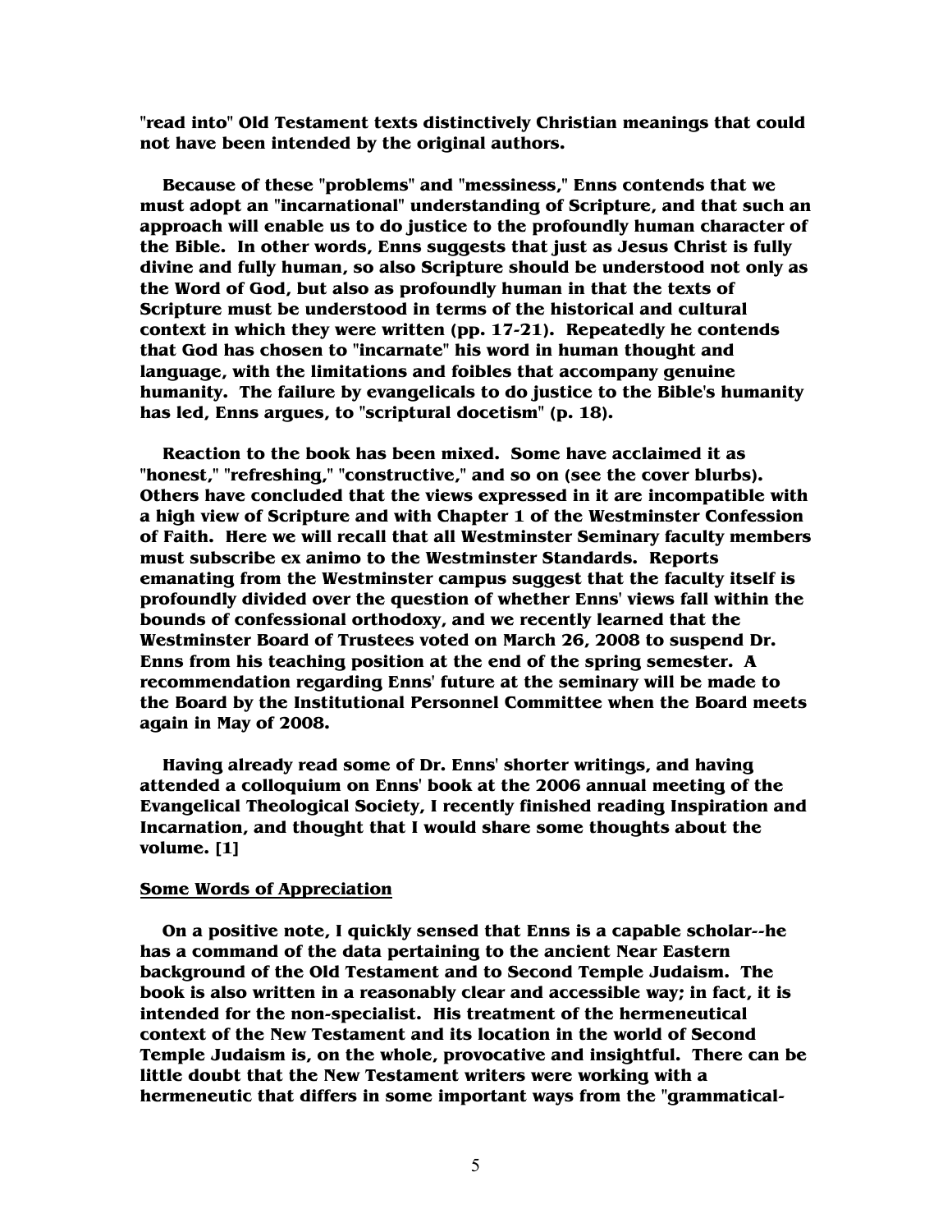"read into" Old Testament texts distinctively Christian meanings that could not have been intended by the original authors.

Because of these "problems" and "messiness," Enns contends that we must adopt an "incarnational" understanding of Scripture, and that such an approach will enable us to do justice to the profoundly human character of the Bible. In other words, Enns suggests that just as Jesus Christ is fully divine and fully human, so also Scripture should be understood not only as the Word of God, but also as profoundly human in that the texts of Scripture must be understood in terms of the historical and cultural context in which they were written (pp. 17-21). Repeatedly he contends that God has chosen to "incarnate" his word in human thought and language, with the limitations and foibles that accompany genuine humanity. The failure by evangelicals to do justice to the Bible's humanity has led, Enns argues, to "scriptural docetism" (p. 18).

Reaction to the book has been mixed. Some have acclaimed it as "honest," "refreshing," "constructive," and so on (see the cover blurbs). Others have concluded that the views expressed in it are incompatible with a high view of Scripture and with Chapter 1 of the Westminster Confession of Faith. Here we will recall that all Westminster Seminary faculty members must subscribe ex animo to the Westminster Standards. Reports emanating from the Westminster campus suggest that the faculty itself is profoundly divided over the question of whether Enns' views fall within the bounds of confessional orthodoxy, and we recently learned that the Westminster Board of Trustees voted on March 26, 2008 to suspend Dr. Enns from his teaching position at the end of the spring semester. A recommendation regarding Enns' future at the seminary will be made to the Board by the Institutional Personnel Committee when the Board meets again in May of 2008.

Having already read some of Dr. Enns' shorter writings, and having attended a colloquium on Enns' book at the 2006 annual meeting of the Evangelical Theological Society, I recently finished reading Inspiration and Incarnation, and thought that I would share some thoughts about the volume. [1]

## Some Words of Appreciation

On a positive note, I quickly sensed that Enns is a capable scholar--he has a command of the data pertaining to the ancient Near Eastern background of the Old Testament and to Second Temple Judaism. The book is also written in a reasonably clear and accessible way; in fact, it is intended for the non-specialist. His treatment of the hermeneutical context of the New Testament and its location in the world of Second Temple Judaism is, on the whole, provocative and insightful. There can be little doubt that the New Testament writers were working with a hermeneutic that differs in some important ways from the "grammatical-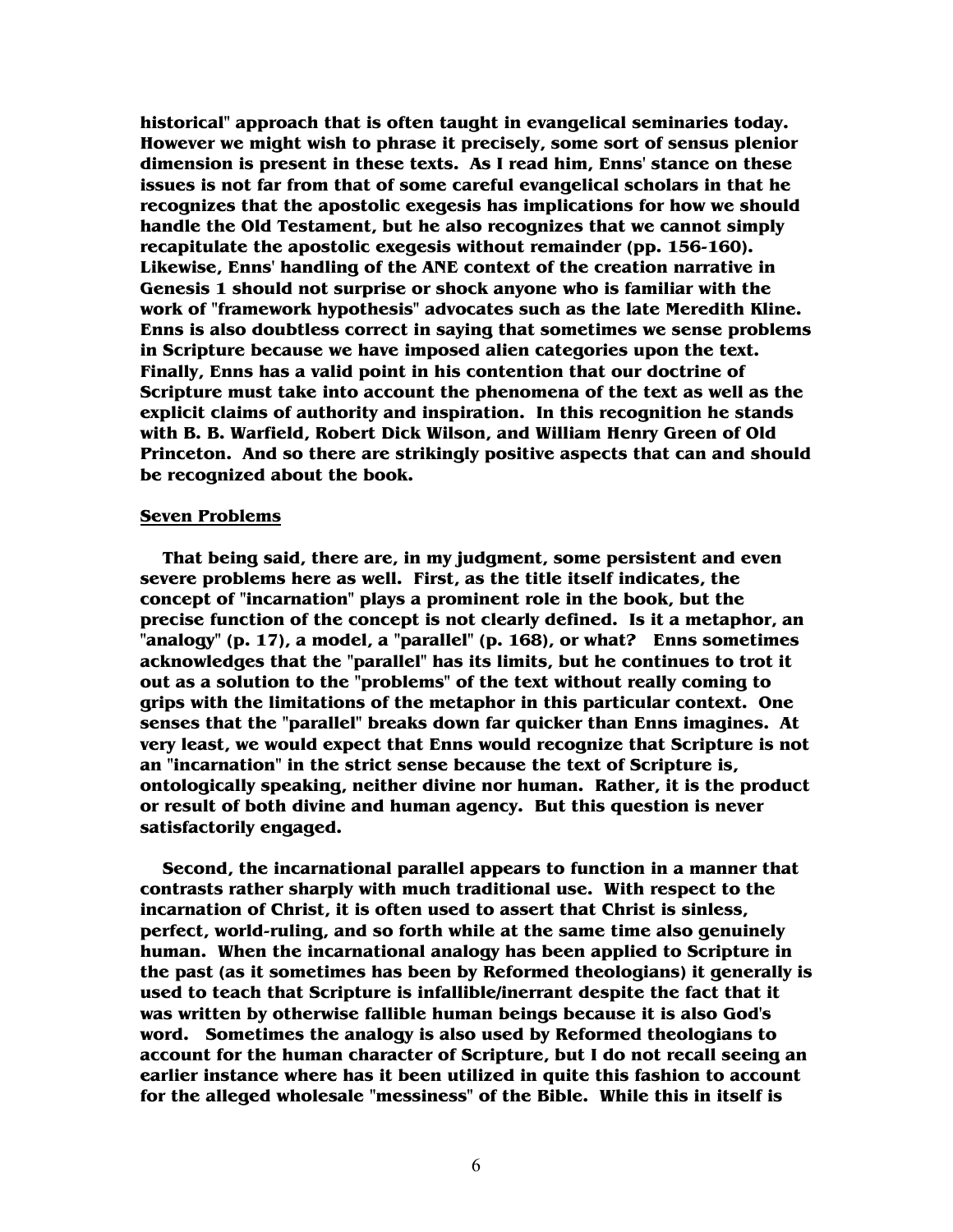historical" approach that is often taught in evangelical seminaries today. However we might wish to phrase it precisely, some sort of sensus plenior dimension is present in these texts. As I read him, Enns' stance on these issues is not far from that of some careful evangelical scholars in that he recognizes that the apostolic exegesis has implications for how we should handle the Old Testament, but he also recognizes that we cannot simply recapitulate the apostolic exegesis without remainder (pp. 156-160). Likewise, Enns' handling of the ANE context of the creation narrative in Genesis 1 should not surprise or shock anyone who is familiar with the work of "framework hypothesis" advocates such as the late Meredith Kline. Enns is also doubtless correct in saying that sometimes we sense problems in Scripture because we have imposed alien categories upon the text. Finally, Enns has a valid point in his contention that our doctrine of Scripture must take into account the phenomena of the text as well as the explicit claims of authority and inspiration. In this recognition he stands with B. B. Warfield, Robert Dick Wilson, and William Henry Green of Old Princeton. And so there are strikingly positive aspects that can and should be recognized about the book.

## Seven Problems

That being said, there are, in my judgment, some persistent and even severe problems here as well. First, as the title itself indicates, the concept of "incarnation" plays a prominent role in the book, but the precise function of the concept is not clearly defined. Is it a metaphor, an "analogy" (p. 17), a model, a "parallel" (p. 168), or what? Enns sometimes acknowledges that the "parallel" has its limits, but he continues to trot it out as a solution to the "problems" of the text without really coming to grips with the limitations of the metaphor in this particular context. One senses that the "parallel" breaks down far quicker than Enns imagines. At very least, we would expect that Enns would recognize that Scripture is not an "incarnation" in the strict sense because the text of Scripture is, ontologically speaking, neither divine nor human. Rather, it is the product or result of both divine and human agency. But this question is never satisfactorily engaged.

Second, the incarnational parallel appears to function in a manner that contrasts rather sharply with much traditional use. With respect to the incarnation of Christ, it is often used to assert that Christ is sinless, perfect, world-ruling, and so forth while at the same time also genuinely human. When the incarnational analogy has been applied to Scripture in the past (as it sometimes has been by Reformed theologians) it generally is used to teach that Scripture is infallible/inerrant despite the fact that it was written by otherwise fallible human beings because it is also God's word. Sometimes the analogy is also used by Reformed theologians to account for the human character of Scripture, but I do not recall seeing an earlier instance where has it been utilized in quite this fashion to account for the alleged wholesale "messiness" of the Bible. While this in itself is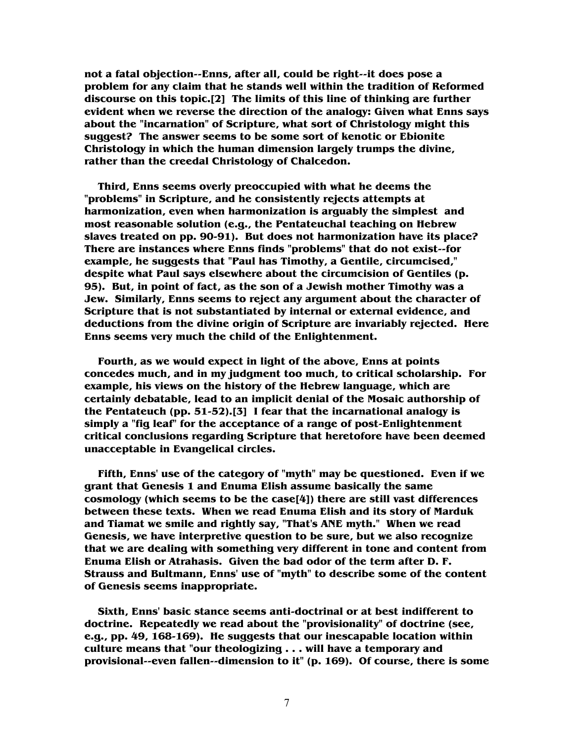not a fatal objection--Enns, after all, could be right--it does pose a problem for any claim that he stands well within the tradition of Reformed discourse on this topic.[2] The limits of this line of thinking are further evident when we reverse the direction of the analogy: Given what Enns says about the "incarnation" of Scripture, what sort of Christology might this suggest? The answer seems to be some sort of kenotic or Ebionite Christology in which the human dimension largely trumps the divine, rather than the creedal Christology of Chalcedon.

Third, Enns seems overly preoccupied with what he deems the "problems" in Scripture, and he consistently rejects attempts at harmonization, even when harmonization is arguably the simplest and most reasonable solution (e.g., the Pentateuchal teaching on Hebrew slaves treated on pp. 90-91). But does not harmonization have its place? There are instances where Enns finds "problems" that do not exist--for example, he suggests that "Paul has Timothy, a Gentile, circumcised," despite what Paul says elsewhere about the circumcision of Gentiles (p. 95). But, in point of fact, as the son of a Jewish mother Timothy was a Jew. Similarly, Enns seems to reject any argument about the character of Scripture that is not substantiated by internal or external evidence, and deductions from the divine origin of Scripture are invariably rejected. Here Enns seems very much the child of the Enlightenment.

Fourth, as we would expect in light of the above, Enns at points concedes much, and in my judgment too much, to critical scholarship. For example, his views on the history of the Hebrew language, which are certainly debatable, lead to an implicit denial of the Mosaic authorship of the Pentateuch (pp. 51-52).[3] I fear that the incarnational analogy is simply a "fig leaf" for the acceptance of a range of post-Enlightenment critical conclusions regarding Scripture that heretofore have been deemed unacceptable in Evangelical circles.

Fifth, Enns' use of the category of "myth" may be questioned. Even if we grant that Genesis 1 and Enuma Elish assume basically the same cosmology (which seems to be the case[4]) there are still vast differences between these texts. When we read Enuma Elish and its story of Marduk and Tiamat we smile and rightly say, "That's ANE myth." When we read Genesis, we have interpretive question to be sure, but we also recognize that we are dealing with something very different in tone and content from Enuma Elish or Atrahasis. Given the bad odor of the term after D. F. Strauss and Bultmann, Enns' use of "myth" to describe some of the content of Genesis seems inappropriate.

Sixth, Enns' basic stance seems anti-doctrinal or at best indifferent to doctrine. Repeatedly we read about the "provisionality" of doctrine (see, e.g., pp. 49, 168-169). He suggests that our inescapable location within culture means that "our theologizing . . . will have a temporary and provisional--even fallen--dimension to it" (p. 169). Of course, there is some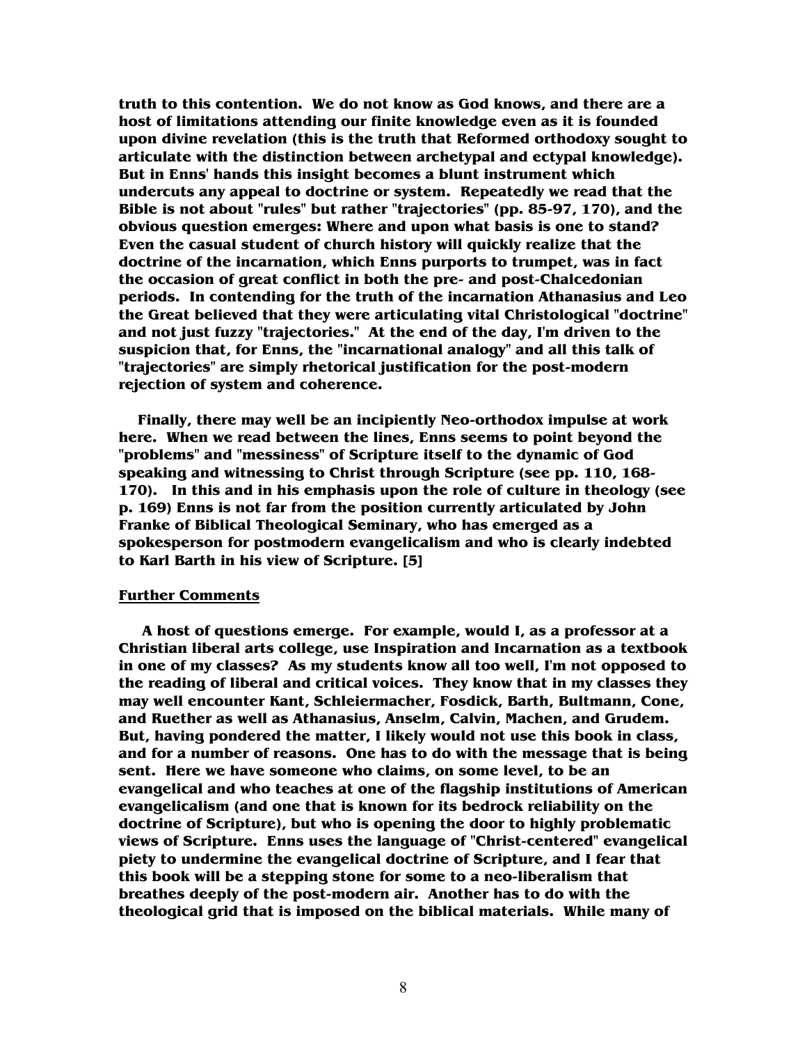truth to this contention. We do not know as God knows, and there are a host of limitations attending our finite knowledge even as it is founded upon divine revelation (this is the truth that Reformed orthodoxy sought to articulate with the distinction between archetypal and ectypal knowledge). But in Enns' hands this insight becomes a blunt instrument which undercuts any appeal to doctrine or system. Repeatedly we read that the Bible is not about "rules" but rather "trajectories" (pp. 85-97, 170), and the obvious question emerges: Where and upon what basis is one to stand? Even the casual student of church history will quickly realize that the doctrine of the incarnation, which Enns purports to trumpet, was in fact the occasion of great conflict in both the pre- and post-Chalcedonian periods. In contending for the truth of the incarnation Athanasius and Leo the Great believed that they were articulating vital Christological "doctrine" and not just fuzzy "trajectories." At the end of the day, I'm driven to the suspicion that, for Enns, the "incarnational analogy" and all this talk of "trajectories" are simply rhetorical justification for the post-modern rejection of system and coherence.

Finally, there may well be an incipiently Neo-orthodox impulse at work here. When we read between the lines, Enns seems to point beyond the "problems" and "messiness" of Scripture itself to the dynamic of God speaking and witnessing to Christ through Scripture (see pp. 110, 168-170). In this and in his emphasis upon the role of culture in theology (see p. 169) Enns is not far from the position currently articulated by John Franke of Biblical Theological Seminary, who has emerged as a spokesperson for postmodern evangelicalism and who is clearly indebted to Karl Barth in his view of Scripture. [5]

## Further Comments

A host of questions emerge. For example, would I, as a professor at a Christian liberal arts college, use Inspiration and Incarnation as a textbook in one of my classes? As my students know all too well, I'm not opposed to the reading of liberal and critical voices. They know that in my classes they may well encounter Kant, Schleiermacher, Fosdick, Barth, Bultmann, Cone, and Ruether as well as Athanasius, Anselm, Calvin, Machen, and Grudem. But, having pondered the matter, I likely would not use this book in class, and for a number of reasons. One has to do with the message that is being sent. Here we have someone who claims, on some level, to be an evangelical and who teaches at one of the flagship institutions of American evangelicalism (and one that is known for its bedrock reliability on the doctrine of Scripture), but who is opening the door to highly problematic views of Scripture. Enns uses the language of "Christ-centered" evangelical piety to undermine the evangelical doctrine of Scripture, and I fear that this book will be a stepping stone for some to a neo-liberalism that breathes deeply of the post-modern air. Another has to do with the theological grid that is imposed on the biblical materials. While many of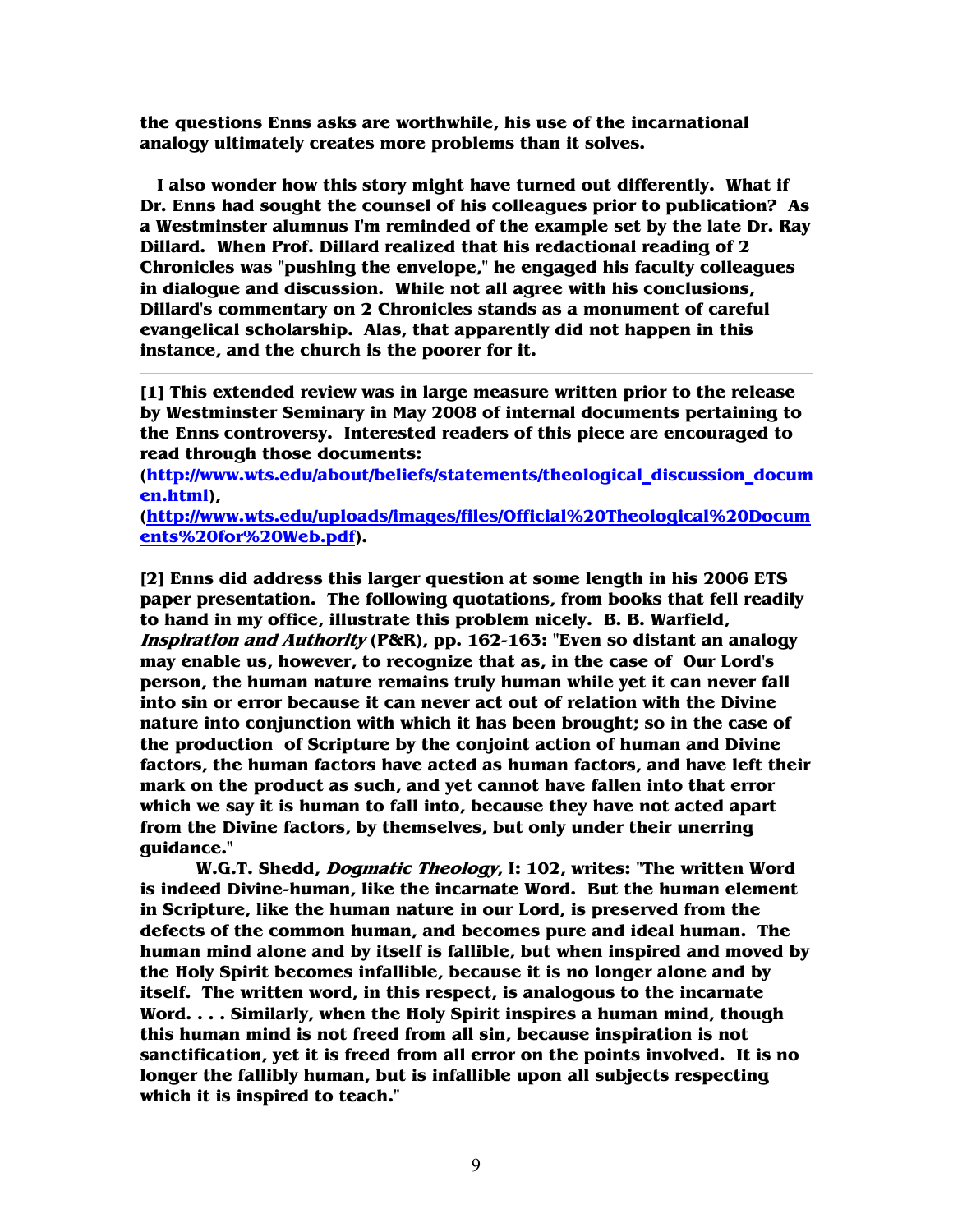**the questions Enns asks are worthwhile, his use of the incarnational analogy ultimately creates more problems than it solves.**

**I also wonder how this story might have turned out differently. What if Dr. Enns had sought the counsel of his colleagues prior to publication? As a Westminster alumnus I'm reminded of the example set by the late Dr. Ray Dillard. When Prof. Dillard realized that his redactional reading of 2 Chronicles was "pushing the envelope," he engaged his faculty colleagues in dialogue and discussion. While not all agree with his conclusions, Dillard's commentary on 2 Chronicles stands as a monument of careful evangelical scholarship. Alas, that apparently did not happen in this instance, and the church is the poorer for it.**

---

**[1] This extended review was in large measure written prior to the release by Westminster Seminary in May 2008 of internal documents pertaining to the Enns controversy. Interested readers of this piece are encouraged to read through those documents:**
**(http://www.wts.edu/about/beliefs/statements/theological_discussion_documen.html),**
**(http://www.wts.edu/uploads/images/files/Official%20Theological%20Documents%20for%20Web.pdf).**

**[2] Enns did address this larger question at some length in his 2006 ETS paper presentation. The following quotations, from books that fell readily to hand in my office, illustrate this problem nicely. B. B. Warfield, *Inspiration and Authority* (P&R), pp. 162-163: "Even so distant an analogy may enable us, however, to recognize that as, in the case of Our Lord's person, the human nature remains truly human while yet it can never fall into sin or error because it can never act out of relation with the Divine nature into conjunction with which it has been brought; so in the case of the production of Scripture by the conjoint action of human and Divine factors, the human factors have acted as human factors, and have left their mark on the product as such, and yet cannot have fallen into that error which we say it is human to fall into, because they have not acted apart from the Divine factors, by themselves, but only under their unerring guidance."**

**W.G.T. Shedd, *Dogmatic Theology*, I: 102, writes: "The written Word is indeed Divine-human, like the incarnate Word. But the human element in Scripture, like the human nature in our Lord, is preserved from the defects of the common human, and becomes pure and ideal human. The human mind alone and by itself is fallible, but when inspired and moved by the Holy Spirit becomes infallible, because it is no longer alone and by itself. The written word, in this respect, is analogous to the incarnate Word. . . . Similarly, when the Holy Spirit inspires a human mind, though this human mind is not freed from all sin, because inspiration is not sanctification, yet it is freed from all error on the points involved. It is no longer the fallibly human, but is infallible upon all subjects respecting which it is inspired to teach."**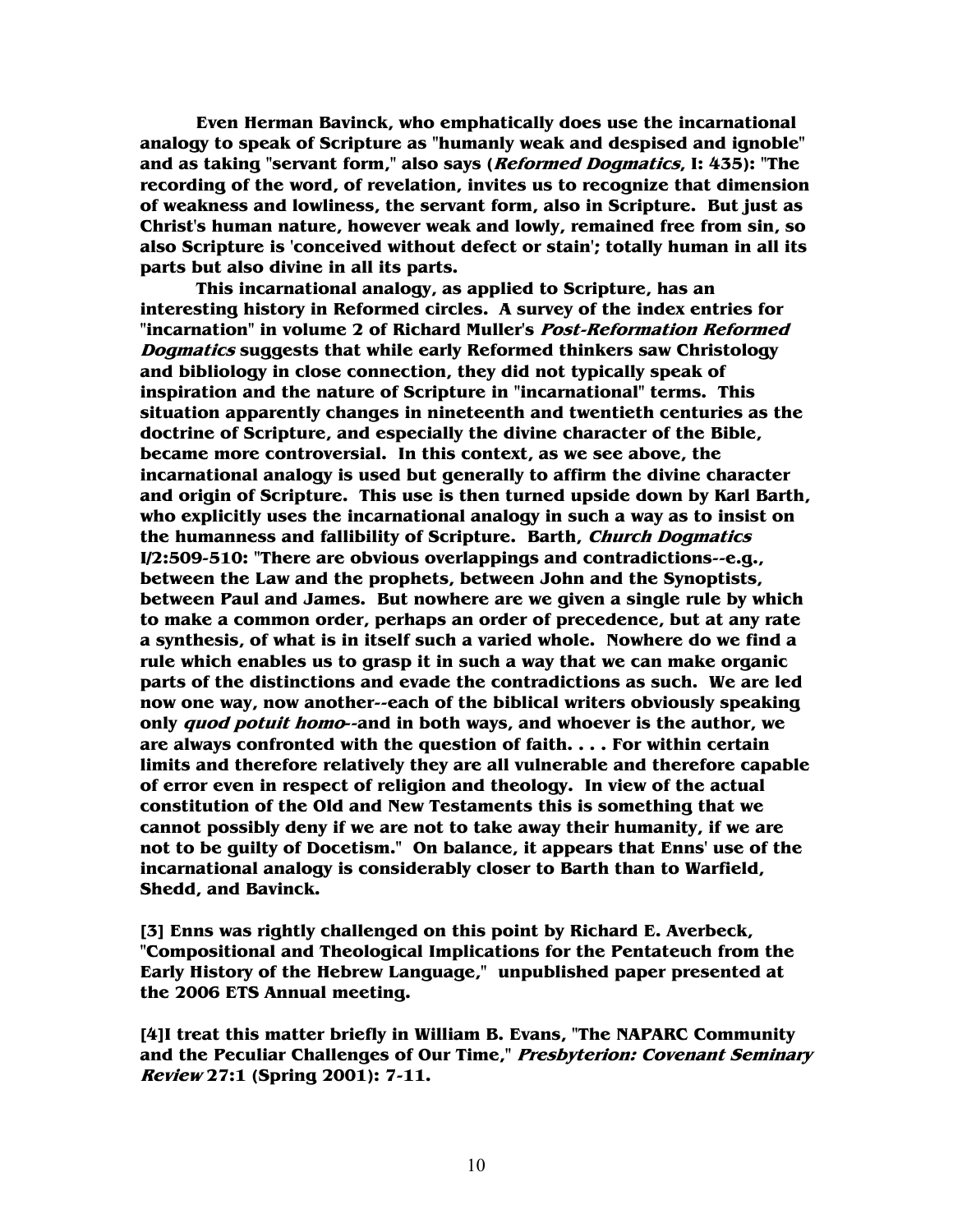**Even Herman Bavinck, who emphatically does use the incarnational analogy to speak of Scripture as "humanly weak and despised and ignoble" and as taking "servant form," also says (*Reformed Dogmatics*, I: 435): "The recording of the word, of revelation, invites us to recognize that dimension of weakness and lowliness, the servant form, also in Scripture. But just as Christ's human nature, however weak and lowly, remained free from sin, so also Scripture is 'conceived without defect or stain'; totally human in all its parts but also divine in all its parts.**

**This incarnational analogy, as applied to Scripture, has an interesting history in Reformed circles. A survey of the index entries for "incarnation" in volume 2 of Richard Muller's *Post-Reformation Reformed Dogmatics* suggests that while early Reformed thinkers saw Christology and bibliology in close connection, they did not typically speak of inspiration and the nature of Scripture in "incarnational" terms. This situation apparently changes in nineteenth and twentieth centuries as the doctrine of Scripture, and especially the divine character of the Bible, became more controversial. In this context, as we see above, the incarnational analogy is used but generally to affirm the divine character and origin of Scripture. This use is then turned upside down by Karl Barth, who explicitly uses the incarnational analogy in such a way as to insist on the humanness and fallibility of Scripture. Barth, *Church Dogmatics* I/2:509-510: "There are obvious overlappings and contradictions--e.g., between the Law and the prophets, between John and the Synoptists, between Paul and James. But nowhere are we given a single rule by which to make a common order, perhaps an order of precedence, but at any rate a synthesis, of what is in itself such a varied whole. Nowhere do we find a rule which enables us to grasp it in such a way that we can make organic parts of the distinctions and evade the contradictions as such. We are led now one way, now another--each of the biblical writers obviously speaking only *quod potuit homo*--and in both ways, and whoever is the author, we are always confronted with the question of faith. . . . For within certain limits and therefore relatively they are all vulnerable and therefore capable of error even in respect of religion and theology. In view of the actual constitution of the Old and New Testaments this is something that we cannot possibly deny if we are not to take away their humanity, if we are not to be guilty of Docetism." On balance, it appears that Enns' use of the incarnational analogy is considerably closer to Barth than to Warfield, Shedd, and Bavinck.**

**[3] Enns was rightly challenged on this point by Richard E. Averbeck, "Compositional and Theological Implications for the Pentateuch from the Early History of the Hebrew Language," unpublished paper presented at the 2006 ETS Annual meeting.**

**[4]I treat this matter briefly in William B. Evans, "The NAPARC Community and the Peculiar Challenges of Our Time," *Presbyterion: Covenant Seminary Review* 27:1 (Spring 2001): 7-11.**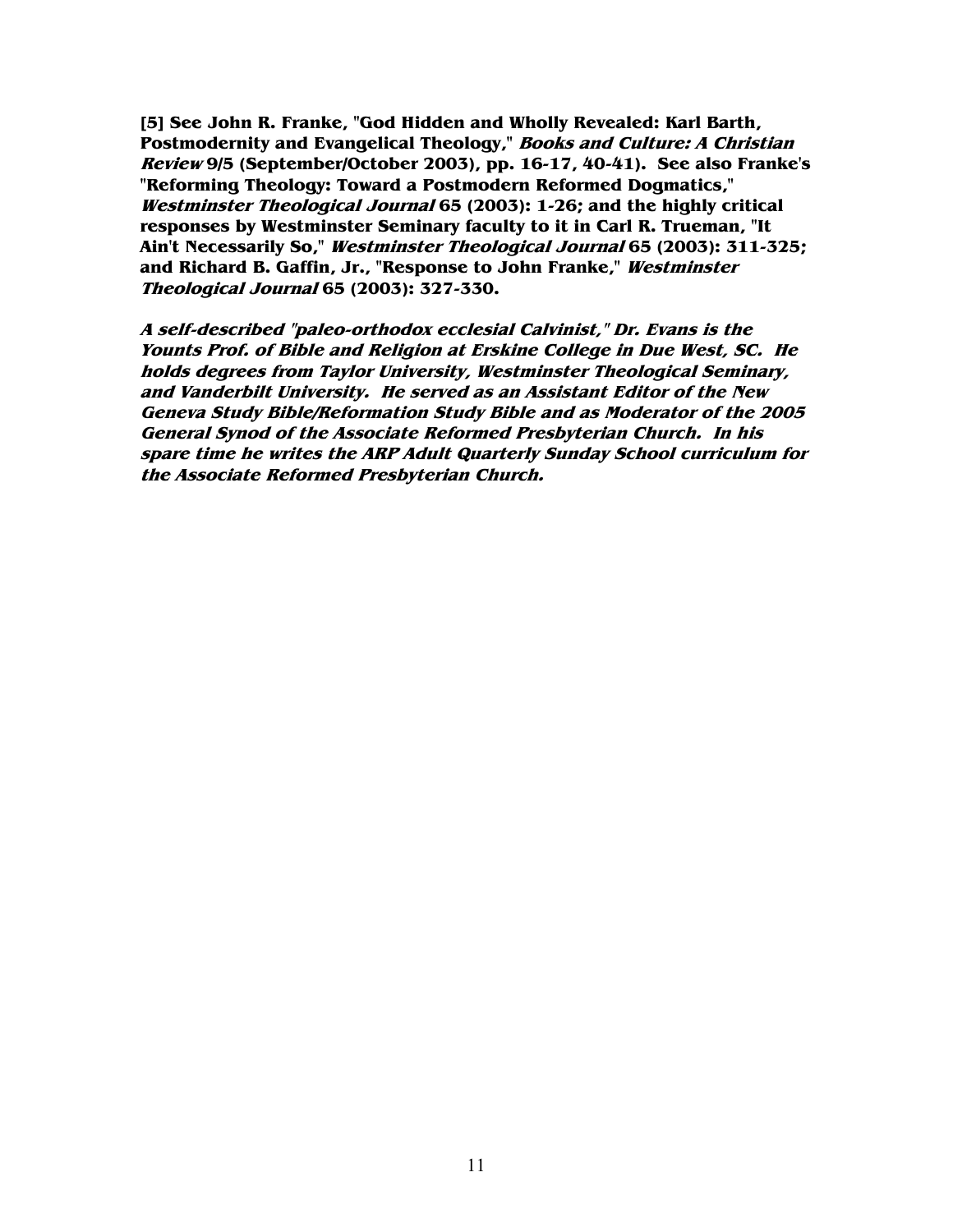**[5] See John R. Franke, "God Hidden and Wholly Revealed: Karl Barth, Postmodernity and Evangelical Theology," *Books and Culture: A Christian Review* 9/5 (September/October 2003), pp. 16-17, 40-41). See also Franke's "Reforming Theology: Toward a Postmodern Reformed Dogmatics," *Westminster Theological Journal* 65 (2003): 1-26; and the highly critical responses by Westminster Seminary faculty to it in Carl R. Trueman, "It Ain't Necessarily So," *Westminster Theological Journal* 65 (2003): 311-325; and Richard B. Gaffin, Jr., "Response to John Franke," *Westminster Theological Journal* 65 (2003): 327-330.**

***A self-described "paleo-orthodox ecclesial Calvinist," Dr. Evans is the Younts Prof. of Bible and Religion at Erskine College in Due West, SC. He holds degrees from Taylor University, Westminster Theological Seminary, and Vanderbilt University. He served as an Assistant Editor of the New Geneva Study Bible/Reformation Study Bible and as Moderator of the 2005 General Synod of the Associate Reformed Presbyterian Church. In his spare time he writes the ARP Adult Quarterly Sunday School curriculum for the Associate Reformed Presbyterian Church.***